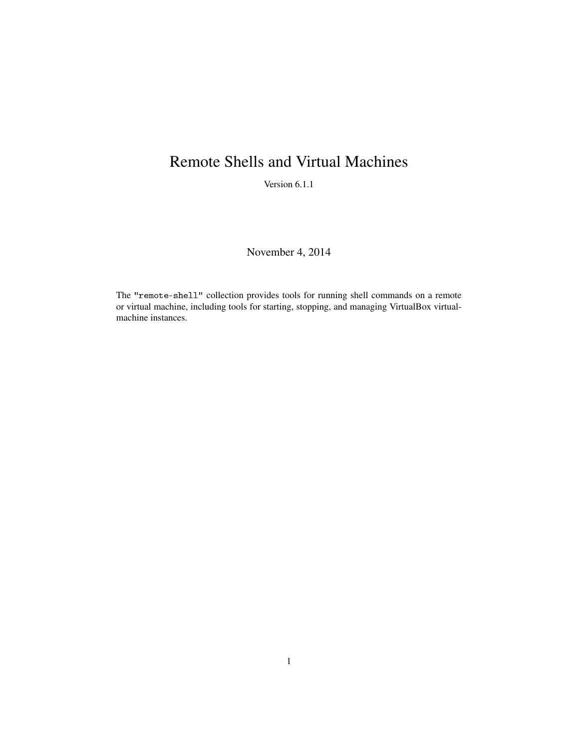# Remote Shells and Virtual Machines

Version 6.1.1

November 4, 2014

The `"remote-shell"` collection provides tools for running shell commands on a remote or virtual machine, including tools for starting, stopping, and managing VirtualBox virtual-machine instances.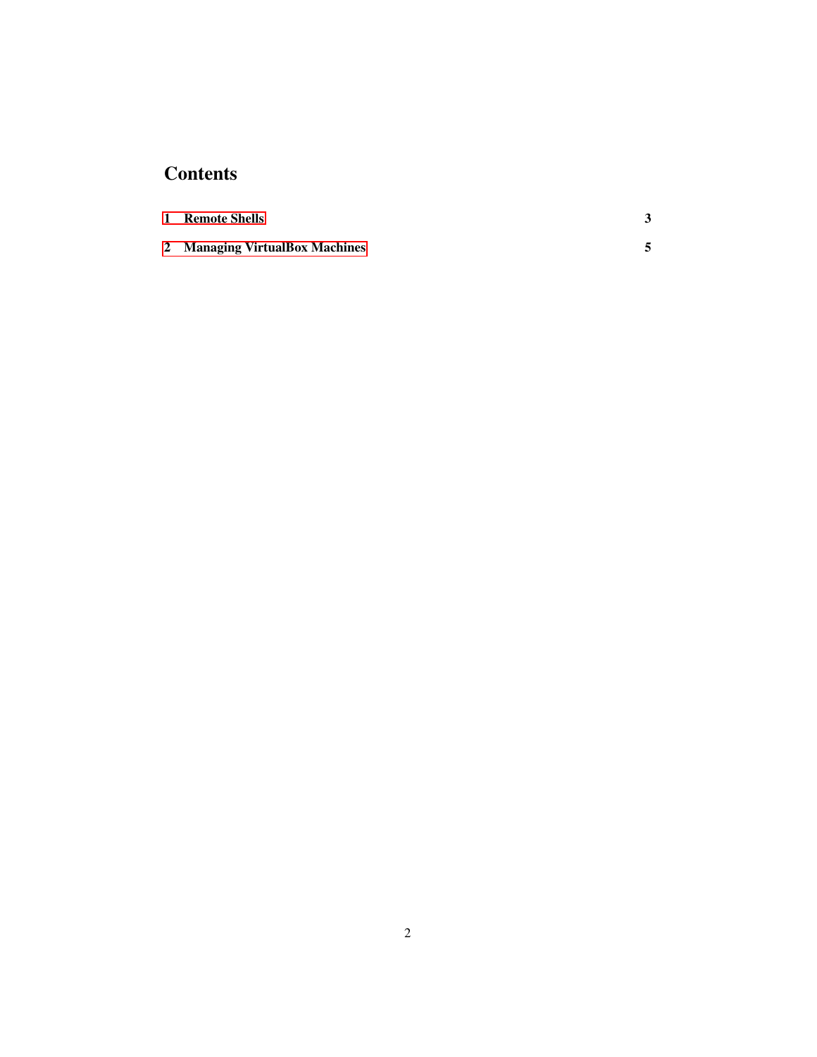# Contents

**1 Remote Shells** **3**

**2 Managing VirtualBox Machines** **5**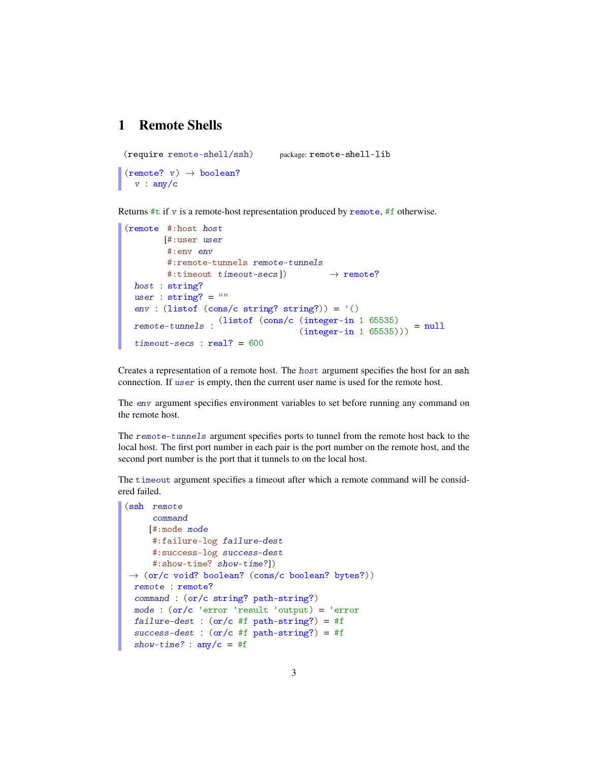# 1 Remote Shells

```
(require remote-shell/ssh)      package: remote-shell-lib
```

```
(remote? v) → boolean?
  v : any/c
```

Returns `#t` if *v* is a remote-host representation produced by `remote`, `#f` otherwise.

```
(remote  #:host host
        [#:user user
         #:env env
         #:remote-tunnels remote-tunnels
         #:timeout timeout-secs])        → remote?
  host : string?
  user : string? = ""
  env : (listof (cons/c string? string?)) = '()
  remote-tunnels : (listof (cons/c (integer-in 1 65535)
                                   (integer-in 1 65535))) = null
  timeout-secs : real? = 600
```

Creates a representation of a remote host. The *host* argument specifies the host for an ssh connection. If *user* is empty, then the current user name is used for the remote host.

The *env* argument specifies environment variables to set before running any command on the remote host.

The *remote-tunnels* argument specifies ports to tunnel from the remote host back to the local host. The first port number in each pair is the port number on the remote host, and the second port number is the port that it tunnels to on the local host.

The `timeout` argument specifies a timeout after which a remote command will be considered failed.

```
(ssh  remote
      command
     [#:mode mode
      #:failure-log failure-dest
      #:success-log success-dest
      #:show-time? show-time?])
 → (or/c void? boolean? (cons/c boolean? bytes?))
  remote : remote?
  command : (or/c string? path-string?)
  mode : (or/c 'error 'result 'output) = 'error
  failure-dest : (or/c #f path-string?) = #f
  success-dest : (or/c #f path-string?) = #f
  show-time? : any/c = #f
```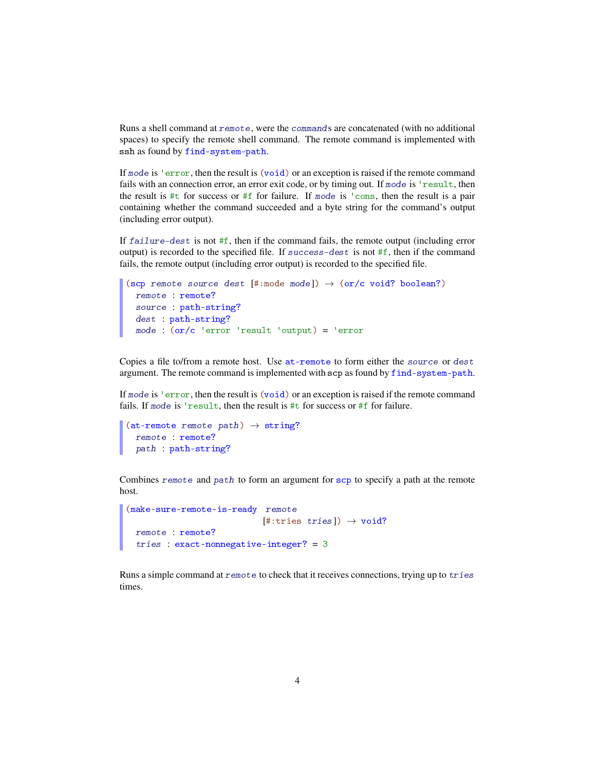Runs a shell command at *remote*, were the *command*s are concatenated (with no additional spaces) to specify the remote shell command. The remote command is implemented with `ssh` as found by `find-system-path`.

If *mode* is `'error`, then the result is `(void)` or an exception is raised if the remote command fails with an connection error, an error exit code, or by timing out. If *mode* is `'result`, then the result is `#t` for success or `#f` for failure. If *mode* is `'cons`, then the result is a pair containing whether the command succeeded and a byte string for the command's output (including error output).

If *failure-dest* is not `#f`, then if the command fails, the remote output (including error output) is recorded to the specified file. If *success-dest* is not `#f`, then if the command fails, the remote output (including error output) is recorded to the specified file.

```
(scp remote source dest [#:mode mode]) → (or/c void? boolean?)
  remote : remote?
  source : path-string?
  dest : path-string?
  mode : (or/c 'error 'result 'output) = 'error
```

Copies a file to/from a remote host. Use `at-remote` to form either the *source* or *dest* argument. The remote command is implemented with `scp` as found by `find-system-path`.

If *mode* is `'error`, then the result is `(void)` or an exception is raised if the remote command fails. If *mode* is `'result`, then the result is `#t` for success or `#f` for failure.

```
(at-remote remote path) → string?
  remote : remote?
  path : path-string?
```

Combines *remote* and *path* to form an argument for `scp` to specify a path at the remote host.

```
(make-sure-remote-is-ready remote
                           [#:tries tries]) → void?
  remote : remote?
  tries : exact-nonnegative-integer? = 3
```

Runs a simple command at *remote* to check that it receives connections, trying up to *tries* times.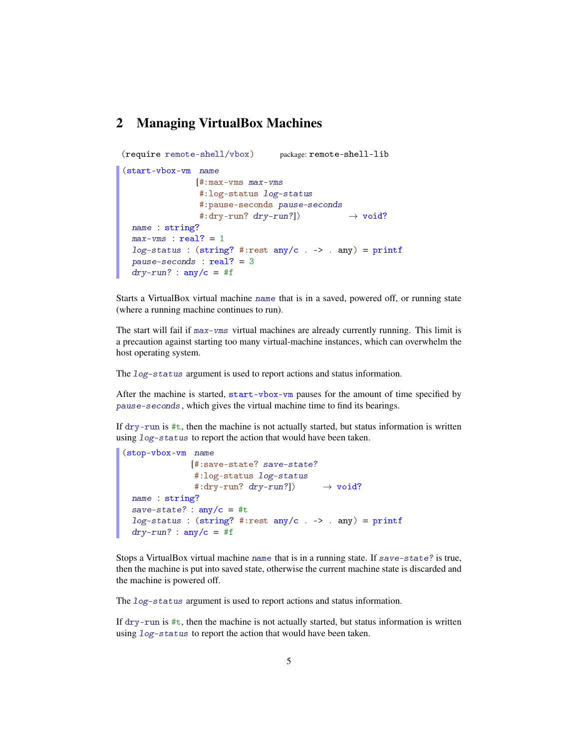## 2 Managing VirtualBox Machines

```
(require remote-shell/vbox)    package: remote-shell-lib
```

```
(start-vbox-vm  name
               [#:max-vms max-vms
                #:log-status log-status
                #:pause-seconds pause-seconds
                #:dry-run? dry-run?])          → void?
  name : string?
  max-vms : real? = 1
  log-status : (string? #:rest any/c . -> . any) = printf
  pause-seconds : real? = 3
  dry-run? : any/c = #f
```

Starts a VirtualBox virtual machine *name* that is in a saved, powered off, or running state (where a running machine continues to run).

The start will fail if *max-vms* virtual machines are already currently running. This limit is a precaution against starting too many virtual-machine instances, which can overwhelm the host operating system.

The *log-status* argument is used to report actions and status information.

After the machine is started, `start-vbox-vm` pauses for the amount of time specified by *pause-seconds*, which gives the virtual machine time to find its bearings.

If `dry-run` is `#t`, then the machine is not actually started, but status information is written using *log-status* to report the action that would have been taken.

```
(stop-vbox-vm  name
              [#:save-state? save-state?
               #:log-status log-status
               #:dry-run? dry-run?])      → void?
  name : string?
  save-state? : any/c = #t
  log-status : (string? #:rest any/c . -> . any) = printf
  dry-run? : any/c = #f
```

Stops a VirtualBox virtual machine *name* that is in a running state. If *save-state?* is true, then the machine is put into saved state, otherwise the current machine state is discarded and the machine is powered off.

The *log-status* argument is used to report actions and status information.

If `dry-run` is `#t`, then the machine is not actually started, but status information is written using *log-status* to report the action that would have been taken.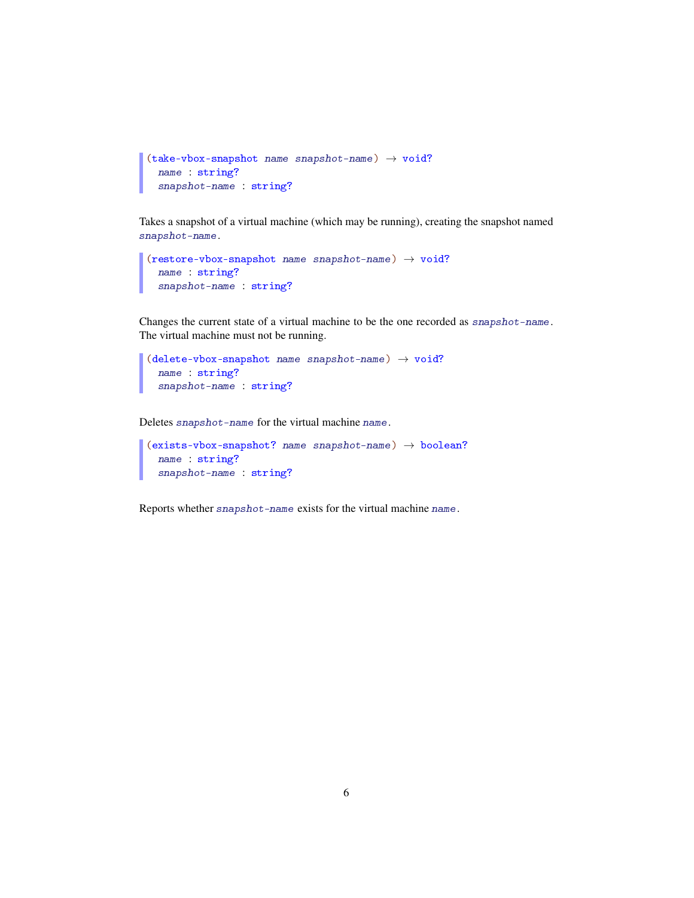```
(take-vbox-snapshot name snapshot-name) → void?
  name : string?
  snapshot-name : string?
```

Takes a snapshot of a virtual machine (which may be running), creating the snapshot named `snapshot-name`.

```
(restore-vbox-snapshot name snapshot-name) → void?
  name : string?
  snapshot-name : string?
```

Changes the current state of a virtual machine to be the one recorded as `snapshot-name`. The virtual machine must not be running.

```
(delete-vbox-snapshot name snapshot-name) → void?
  name : string?
  snapshot-name : string?
```

Deletes `snapshot-name` for the virtual machine `name`.

```
(exists-vbox-snapshot? name snapshot-name) → boolean?
  name : string?
  snapshot-name : string?
```

Reports whether `snapshot-name` exists for the virtual machine `name`.